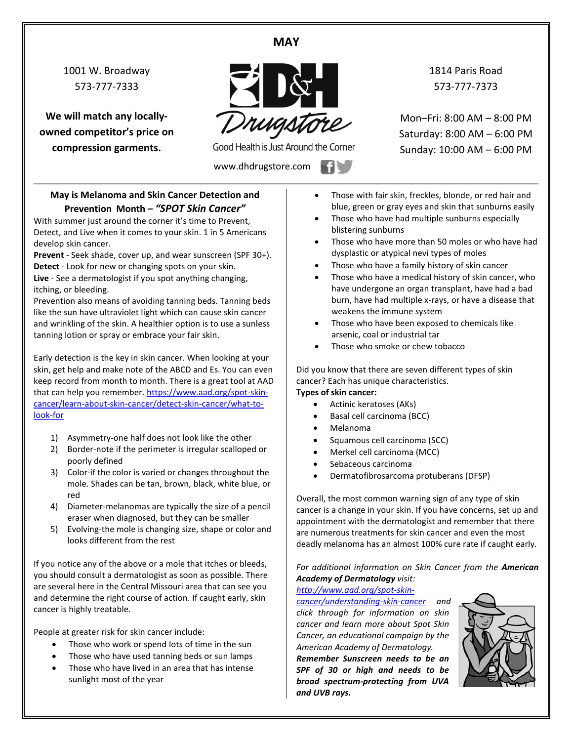# MAY

1001 W. Broadway
573-777-7333

**We will match any locally-owned competitor's price on compression garments.**

D&H Drugstore

Good Health is Just Around the Corner

www.dhdrugstore.com

1814 Paris Road
573-777-7373

Mon–Fri: 8:00 AM – 8:00 PM
Saturday: 8:00 AM – 6:00 PM
Sunday: 10:00 AM – 6:00 PM

## May is Melanoma and Skin Cancer Detection and Prevention Month – *"SPOT Skin Cancer"*

With summer just around the corner it's time to Prevent, Detect, and Live when it comes to your skin. 1 in 5 Americans develop skin cancer.

**Prevent** - Seek shade, cover up, and wear sunscreen (SPF 30+).
**Detect** - Look for new or changing spots on your skin.
**Live** - See a dermatologist if you spot anything changing, itching, or bleeding.

Prevention also means of avoiding tanning beds. Tanning beds like the sun have ultraviolet light which can cause skin cancer and wrinkling of the skin. A healthier option is to use a sunless tanning lotion or spray or embrace your fair skin.

Early detection is the key in skin cancer. When looking at your skin, get help and make note of the ABCD and Es. You can even keep record from month to month. There is a great tool at AAD that can help you remember. https://www.aad.org/spot-skin-cancer/learn-about-skin-cancer/detect-skin-cancer/what-to-look-for

1) Asymmetry-one half does not look like the other
2) Border-note if the perimeter is irregular scalloped or poorly defined
3) Color-if the color is varied or changes throughout the mole. Shades can be tan, brown, black, white blue, or red
4) Diameter-melanomas are typically the size of a pencil eraser when diagnosed, but they can be smaller
5) Evolving-the mole is changing size, shape or color and looks different from the rest

If you notice any of the above or a mole that itches or bleeds, you should consult a dermatologist as soon as possible. There are several here in the Central Missouri area that can see you and determine the right course of action. If caught early, skin cancer is highly treatable.

People at greater risk for skin cancer include:

- Those who work or spend lots of time in the sun
- Those who have used tanning beds or sun lamps
- Those who have lived in an area that has intense sunlight most of the year
- Those with fair skin, freckles, blonde, or red hair and blue, green or gray eyes and skin that sunburns easily
- Those who have had multiple sunburns especially blistering sunburns
- Those who have more than 50 moles or who have had dysplastic or atypical nevi types of moles
- Those who have a family history of skin cancer
- Those who have a medical history of skin cancer, who have undergone an organ transplant, have had a bad burn, have had multiple x-rays, or have a disease that weakens the immune system
- Those who have been exposed to chemicals like arsenic, coal or industrial tar
- Those who smoke or chew tobacco

Did you know that there are seven different types of skin cancer? Each has unique characteristics.

**Types of skin cancer:**

- Actinic keratoses (AKs)
- Basal cell carcinoma (BCC)
- Melanoma
- Squamous cell carcinoma (SCC)
- Merkel cell carcinoma (MCC)
- Sebaceous carcinoma
- Dermatofibrosarcoma protuberans (DFSP)

Overall, the most common warning sign of any type of skin cancer is a change in your skin. If you have concerns, set up and appointment with the dermatologist and remember that there are numerous treatments for skin cancer and even the most deadly melanoma has an almost 100% cure rate if caught early.

*For additional information on Skin Cancer from the **American Academy of Dermatology** visit:* *http://www.aad.org/spot-skin-cancer/understanding-skin-cancer and click through for information on skin cancer and learn more about Spot Skin Cancer, an educational campaign by the American Academy of Dermatology.*

***Remember Sunscreen needs to be an SPF of 30 or high and needs to be broad spectrum-protecting from UVA and UVB rays.***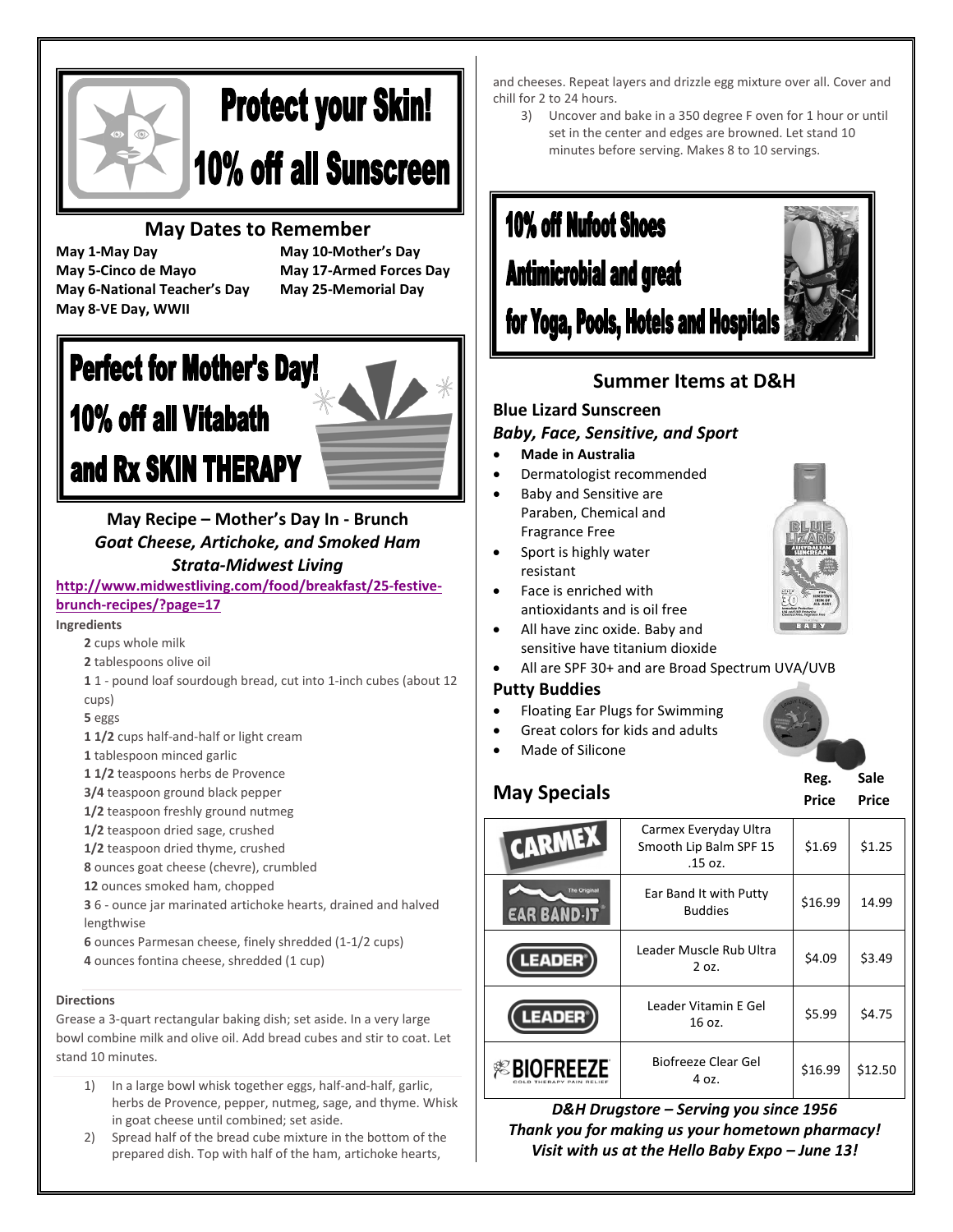# Protect your Skin!
# 10% off all Sunscreen

## May Dates to Remember

**May 1-May Day**
**May 5-Cinco de Mayo**
**May 6-National Teacher's Day**
**May 8-VE Day, WWII**
**May 10-Mother's Day**
**May 17-Armed Forces Day**
**May 25-Memorial Day**

# Perfect for Mother's Day!
# 10% off all Vitabath and Rx SKIN THERAPY

## May Recipe – Mother's Day In - Brunch
### *Goat Cheese, Artichoke, and Smoked Ham Strata-Midwest Living*

http://www.midwestliving.com/food/breakfast/25-festive-brunch-recipes/?page=17

**Ingredients**

- **2** cups whole milk
- **2** tablespoons olive oil
- **1** 1 - pound loaf sourdough bread, cut into 1-inch cubes (about 12 cups)
- **5** eggs
- **1 1/2** cups half-and-half or light cream
- **1** tablespoon minced garlic
- **1 1/2** teaspoons herbs de Provence
- **3/4** teaspoon ground black pepper
- **1/2** teaspoon freshly ground nutmeg
- **1/2** teaspoon dried sage, crushed
- **1/2** teaspoon dried thyme, crushed
- **8** ounces goat cheese (chevre), crumbled
- **12** ounces smoked ham, chopped
- **3** 6 - ounce jar marinated artichoke hearts, drained and halved lengthwise
- **6** ounces Parmesan cheese, finely shredded (1-1/2 cups)
- **4** ounces fontina cheese, shredded (1 cup)

**Directions**

Grease a 3-quart rectangular baking dish; set aside. In a very large bowl combine milk and olive oil. Add bread cubes and stir to coat. Let stand 10 minutes.

1) In a large bowl whisk together eggs, half-and-half, garlic, herbs de Provence, pepper, nutmeg, sage, and thyme. Whisk in goat cheese until combined; set aside.
2) Spread half of the bread cube mixture in the bottom of the prepared dish. Top with half of the ham, artichoke hearts, and cheeses. Repeat layers and drizzle egg mixture over all. Cover and chill for 2 to 24 hours.
3) Uncover and bake in a 350 degree F oven for 1 hour or until set in the center and edges are browned. Let stand 10 minutes before serving. Makes 8 to 10 servings.

# 10% off Nufoot Shoes
# Antimicrobial and great for Yoga, Pools, Hotels and Hospitals

## Summer Items at D&H

### Blue Lizard Sunscreen
### *Baby, Face, Sensitive, and Sport*

- **Made in Australia**
- Dermatologist recommended
- Baby and Sensitive are Paraben, Chemical and Fragrance Free
- Sport is highly water resistant
- Face is enriched with antioxidants and is oil free
- All have zinc oxide. Baby and sensitive have titanium dioxide
- All are SPF 30+ and are Broad Spectrum UVA/UVB

### Putty Buddies

- Floating Ear Plugs for Swimming
- Great colors for kids and adults
- Made of Silicone

## May Specials

| | | Reg. Price | Sale Price |
|---|---|---|---|
| CARMEX | Carmex Everyday Ultra Smooth Lip Balm SPF 15 .15 oz. | $1.69 | $1.25 |
| EAR BAND-IT | Ear Band It with Putty Buddies | $16.99 | 14.99 |
| LEADER | Leader Muscle Rub Ultra 2 oz. | $4.09 | $3.49 |
| LEADER | Leader Vitamin E Gel 16 oz. | $5.99 | $4.75 |
| BIOFREEZE | Biofreeze Clear Gel 4 oz. | $16.99 | $12.50 |

***D&H Drugstore – Serving you since 1956***
***Thank you for making us your hometown pharmacy!***
***Visit with us at the Hello Baby Expo – June 13!***